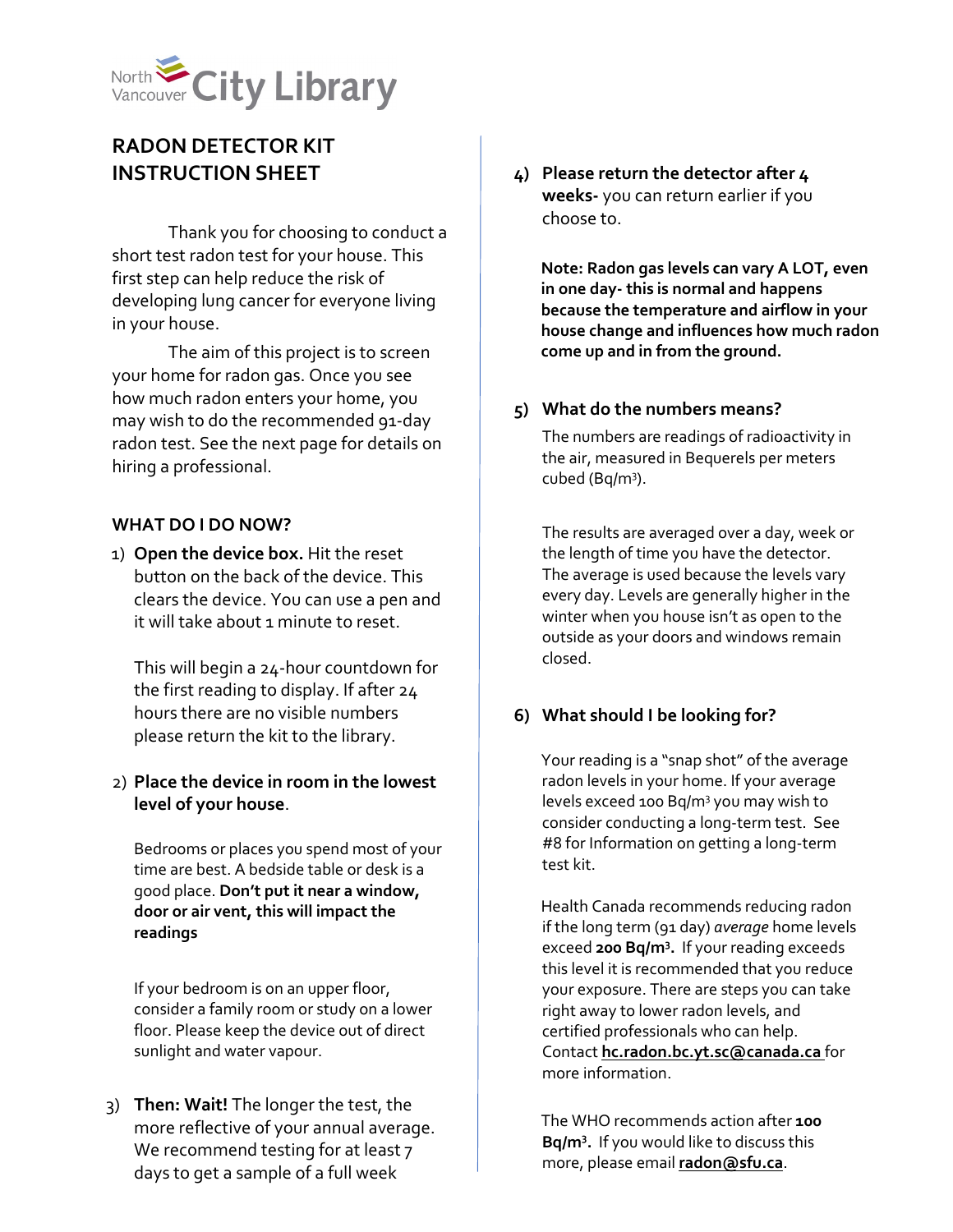North Vancouver City Library

# RADON DETECTOR KIT INSTRUCTION SHEET

Thank you for choosing to conduct a short test radon test for your house. This first step can help reduce the risk of developing lung cancer for everyone living in your house.

The aim of this project is to screen your home for radon gas. Once you see how much radon enters your home, you may wish to do the recommended 91-day radon test. See the next page for details on hiring a professional.

## WHAT DO I DO NOW?

1) **Open the device box.** Hit the reset button on the back of the device. This clears the device. You can use a pen and it will take about 1 minute to reset.

   This will begin a 24-hour countdown for the first reading to display. If after 24 hours there are no visible numbers please return the kit to the library.

2) **Place the device in room in the lowest level of your house**.

   Bedrooms or places you spend most of your time are best. A bedside table or desk is a good place. **Don't put it near a window, door or air vent, this will impact the readings**

   If your bedroom is on an upper floor, consider a family room or study on a lower floor. Please keep the device out of direct sunlight and water vapour.

3) **Then: Wait!** The longer the test, the more reflective of your annual average. We recommend testing for at least 7 days to get a sample of a full week

4) **Please return the detector after 4 weeks-** you can return earlier if you choose to.

   **Note: Radon gas levels can vary A LOT, even in one day- this is normal and happens because the temperature and airflow in your house change and influences how much radon come up and in from the ground.**

5) **What do the numbers means?**

   The numbers are readings of radioactivity in the air, measured in Bequerels per meters cubed (Bq/m$^3$).

   The results are averaged over a day, week or the length of time you have the detector. The average is used because the levels vary every day. Levels are generally higher in the winter when you house isn't as open to the outside as your doors and windows remain closed.

6) **What should I be looking for?**

   Your reading is a "snap shot" of the average radon levels in your home. If your average levels exceed 100 Bq/m$^3$ you may wish to consider conducting a long-term test. See #8 for Information on getting a long-term test kit.

   Health Canada recommends reducing radon if the long term (91 day) *average* home levels exceed **200 Bq/m$^3$.** If your reading exceeds this level it is recommended that you reduce your exposure. There are steps you can take right away to lower radon levels, and certified professionals who can help. Contact **hc.radon.bc.yt.sc@canada.ca** for more information.

   The WHO recommends action after **100 Bq/m$^3$.** If you would like to discuss this more, please email **radon@sfu.ca**.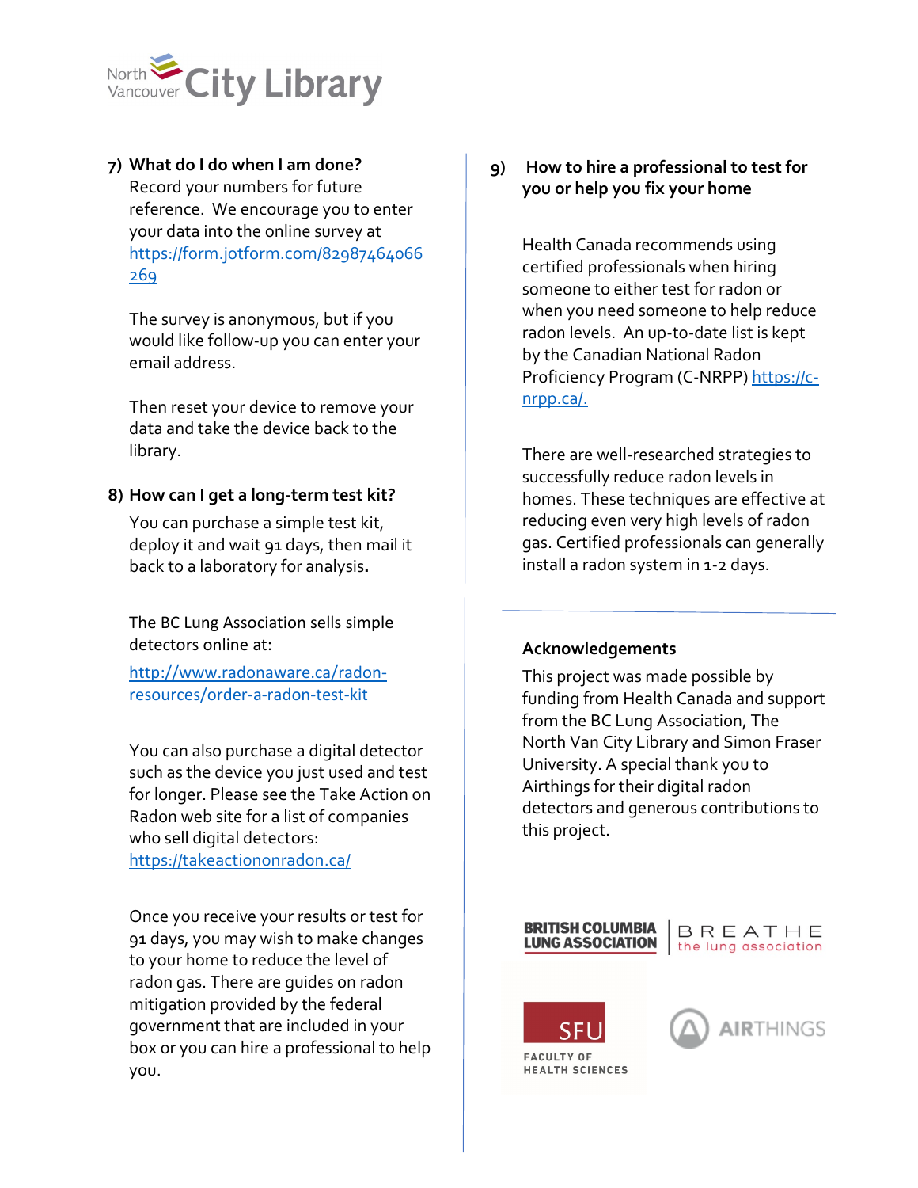## 7) What do I do when I am done?

Record your numbers for future reference. We encourage you to enter your data into the online survey at https://form.jotform.com/82987464066269

The survey is anonymous, but if you would like follow-up you can enter your email address.

Then reset your device to remove your data and take the device back to the library.

## 8) How can I get a long-term test kit?

You can purchase a simple test kit, deploy it and wait 91 days, then mail it back to a laboratory for analysis.

The BC Lung Association sells simple detectors online at:

http://www.radonaware.ca/radon-resources/order-a-radon-test-kit

You can also purchase a digital detector such as the device you just used and test for longer. Please see the Take Action on Radon web site for a list of companies who sell digital detectors: https://takeactiononradon.ca/

Once you receive your results or test for 91 days, you may wish to make changes to your home to reduce the level of radon gas. There are guides on radon mitigation provided by the federal government that are included in your box or you can hire a professional to help you.

## 9) How to hire a professional to test for you or help you fix your home

Health Canada recommends using certified professionals when hiring someone to either test for radon or when you need someone to help reduce radon levels. An up-to-date list is kept by the Canadian National Radon Proficiency Program (C-NRPP) https://c-nrpp.ca/.

There are well-researched strategies to successfully reduce radon levels in homes. These techniques are effective at reducing even very high levels of radon gas. Certified professionals can generally install a radon system in 1-2 days.

---

### Acknowledgements

This project was made possible by funding from Health Canada and support from the BC Lung Association, The North Van City Library and Simon Fraser University. A special thank you to Airthings for their digital radon detectors and generous contributions to this project.